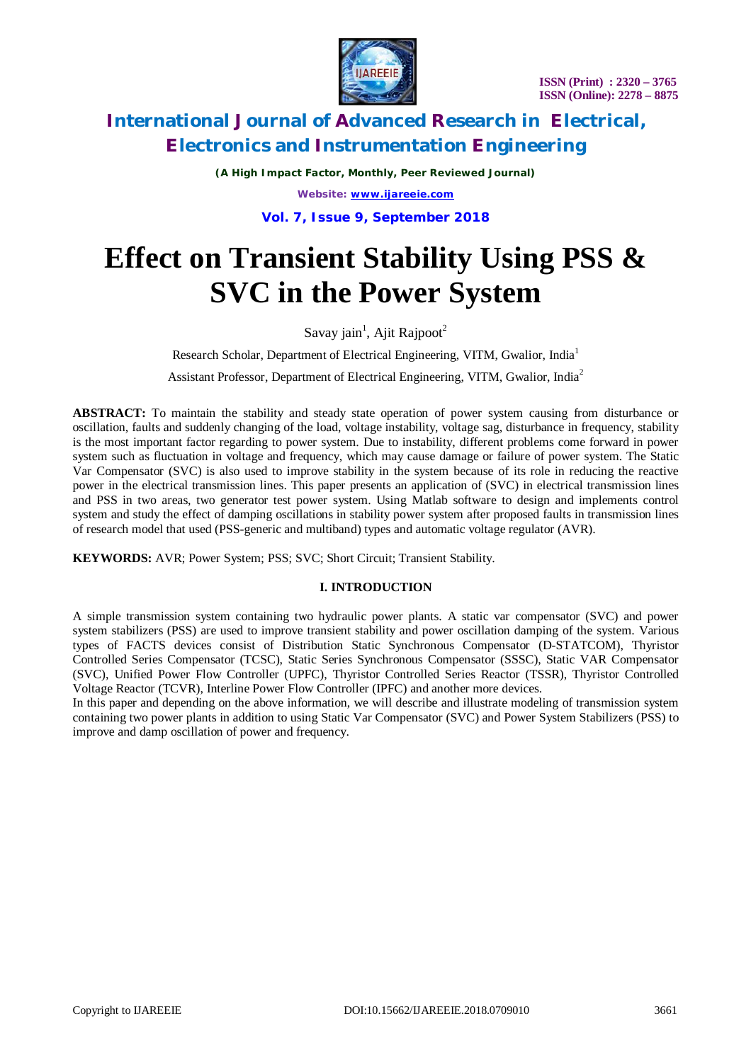# Effect on Transient Stability Using PSS & SVC in the Power System

Savay jain[1], Ajit Rajpoot[2]

Research Scholar, Department of Electrical Engineering, VITM, Gwalior, India[1]

Assistant Professor, Department of Electrical Engineering, VITM, Gwalior, India[2]

**ABSTRACT:** To maintain the stability and steady state operation of power system causing from disturbance or oscillation, faults and suddenly changing of the load, voltage instability, voltage sag, disturbance in frequency, stability is the most important factor regarding to power system. Due to instability, different problems come forward in power system such as fluctuation in voltage and frequency, which may cause damage or failure of power system. The Static Var Compensator (SVC) is also used to improve stability in the system because of its role in reducing the reactive power in the electrical transmission lines. This paper presents an application of (SVC) in electrical transmission lines and PSS in two areas, two generator test power system. Using Matlab software to design and implements control system and study the effect of damping oscillations in stability power system after proposed faults in transmission lines of research model that used (PSS-generic and multiband) types and automatic voltage regulator (AVR).

**KEYWORDS:** AVR; Power System; PSS; SVC; Short Circuit; Transient Stability.

## I. INTRODUCTION

A simple transmission system containing two hydraulic power plants. A static var compensator (SVC) and power system stabilizers (PSS) are used to improve transient stability and power oscillation damping of the system. Various types of FACTS devices consist of Distribution Static Synchronous Compensator (D-STATCOM), Thyristor Controlled Series Compensator (TCSC), Static Series Synchronous Compensator (SSSC), Static VAR Compensator (SVC), Unified Power Flow Controller (UPFC), Thyristor Controlled Series Reactor (TSSR), Thyristor Controlled Voltage Reactor (TCVR), Interline Power Flow Controller (IPFC) and another more devices.

In this paper and depending on the above information, we will describe and illustrate modeling of transmission system containing two power plants in addition to using Static Var Compensator (SVC) and Power System Stabilizers (PSS) to improve and damp oscillation of power and frequency.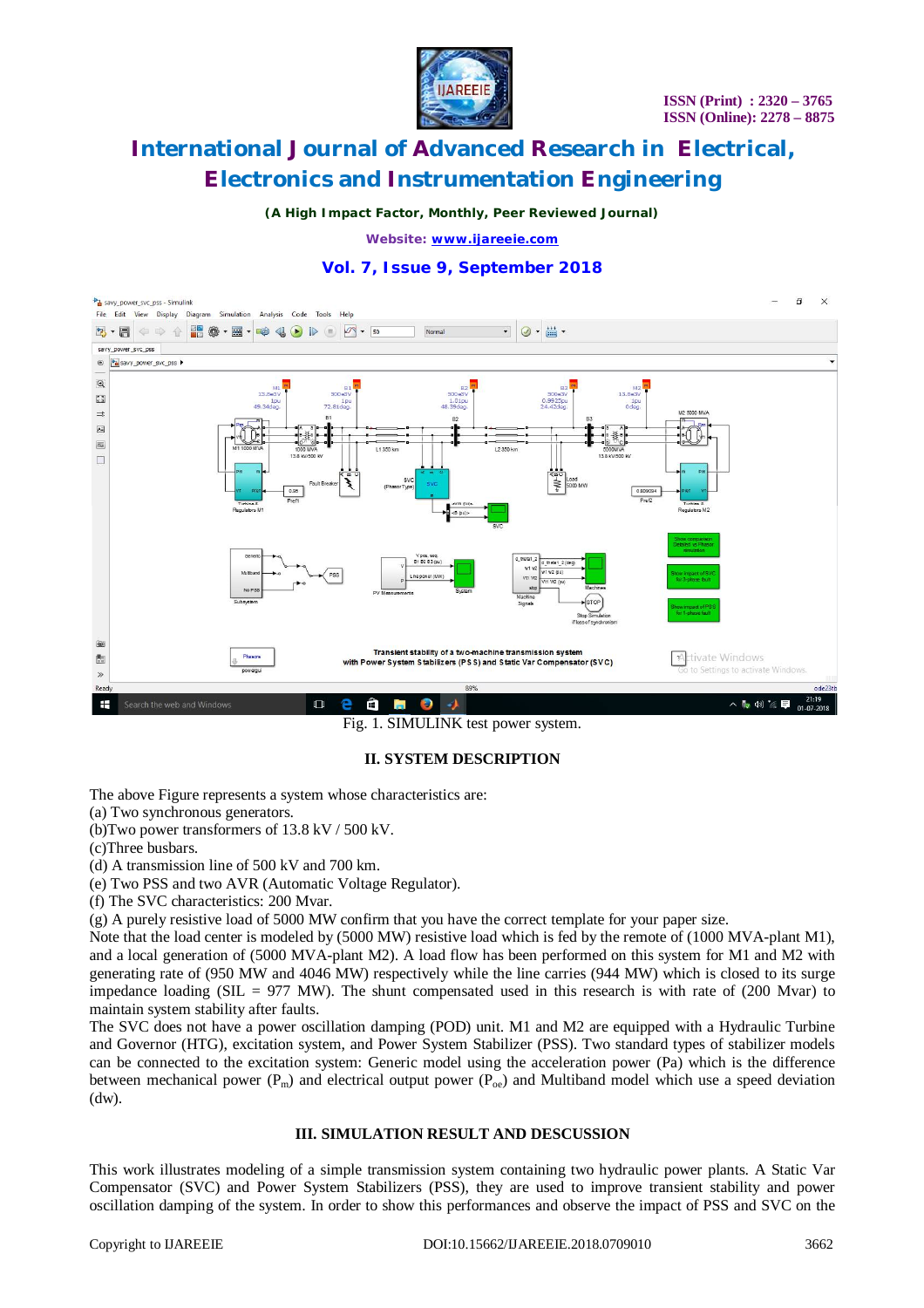Fig. 1. SIMULINK test power system.

## II. SYSTEM DESCRIPTION

The above Figure represents a system whose characteristics are:

(a) Two synchronous generators.

(b)Two power transformers of 13.8 kV / 500 kV.

(c)Three busbars.

(d) A transmission line of 500 kV and 700 km.

(e) Two PSS and two AVR (Automatic Voltage Regulator).

(f) The SVC characteristics: 200 Mvar.

(g) A purely resistive load of 5000 MW confirm that you have the correct template for your paper size.

Note that the load center is modeled by (5000 MW) resistive load which is fed by the remote of (1000 MVA-plant M1), and a local generation of (5000 MVA-plant M2). A load flow has been performed on this system for M1 and M2 with generating rate of (950 MW and 4046 MW) respectively while the line carries (944 MW) which is closed to its surge impedance loading (SIL = 977 MW). The shunt compensated used in this research is with rate of (200 Mvar) to maintain system stability after faults.

The SVC does not have a power oscillation damping (POD) unit. M1 and M2 are equipped with a Hydraulic Turbine and Governor (HTG), excitation system, and Power System Stabilizer (PSS). Two standard types of stabilizer models can be connected to the excitation system: Generic model using the acceleration power (Pa) which is the difference between mechanical power ($P_m$) and electrical output power ($P_{oe}$) and Multiband model which use a speed deviation (dw).

## III. SIMULATION RESULT AND DESCUSSION

This work illustrates modeling of a simple transmission system containing two hydraulic power plants. A Static Var Compensator (SVC) and Power System Stabilizers (PSS), they are used to improve transient stability and power oscillation damping of the system. In order to show this performances and observe the impact of PSS and SVC on the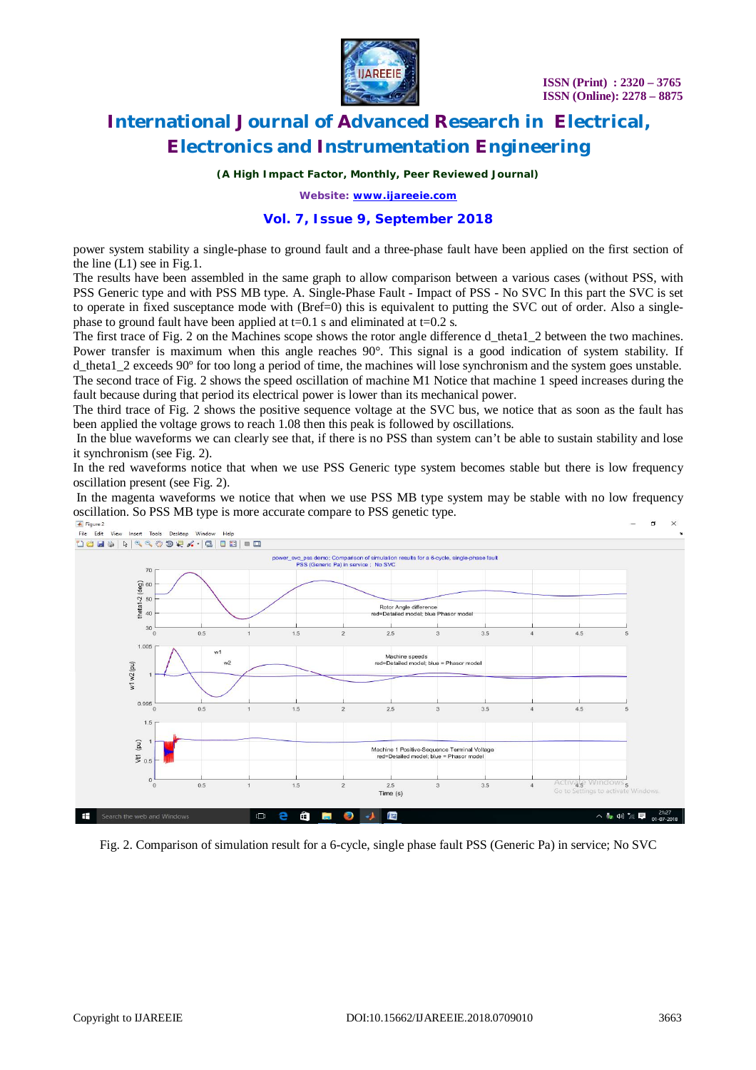power system stability a single-phase to ground fault and a three-phase fault have been applied on the first section of the line (L1) see in Fig.1.

The results have been assembled in the same graph to allow comparison between a various cases (without PSS, with PSS Generic type and with PSS MB type. A. Single-Phase Fault - Impact of PSS - No SVC In this part the SVC is set to operate in fixed susceptance mode with (Bref=0) this is equivalent to putting the SVC out of order. Also a single-phase to ground fault have been applied at t=0.1 s and eliminated at t=0.2 s.

The first trace of Fig. 2 on the Machines scope shows the rotor angle difference d_theta1_2 between the two machines. Power transfer is maximum when this angle reaches 90°. This signal is a good indication of system stability. If d_theta1_2 exceeds 90º for too long a period of time, the machines will lose synchronism and the system goes unstable.

The second trace of Fig. 2 shows the speed oscillation of machine M1 Notice that machine 1 speed increases during the fault because during that period its electrical power is lower than its mechanical power.

The third trace of Fig. 2 shows the positive sequence voltage at the SVC bus, we notice that as soon as the fault has been applied the voltage grows to reach 1.08 then this peak is followed by oscillations.

In the blue waveforms we can clearly see that, if there is no PSS than system can't be able to sustain stability and lose it synchronism (see Fig. 2).

In the red waveforms notice that when we use PSS Generic type system becomes stable but there is low frequency oscillation present (see Fig. 2).

In the magenta waveforms we notice that when we use PSS MB type system may be stable with no low frequency oscillation. So PSS MB type is more accurate compare to PSS genetic type.

Fig. 2. Comparison of simulation result for a 6-cycle, single phase fault PSS (Generic Pa) in service; No SVC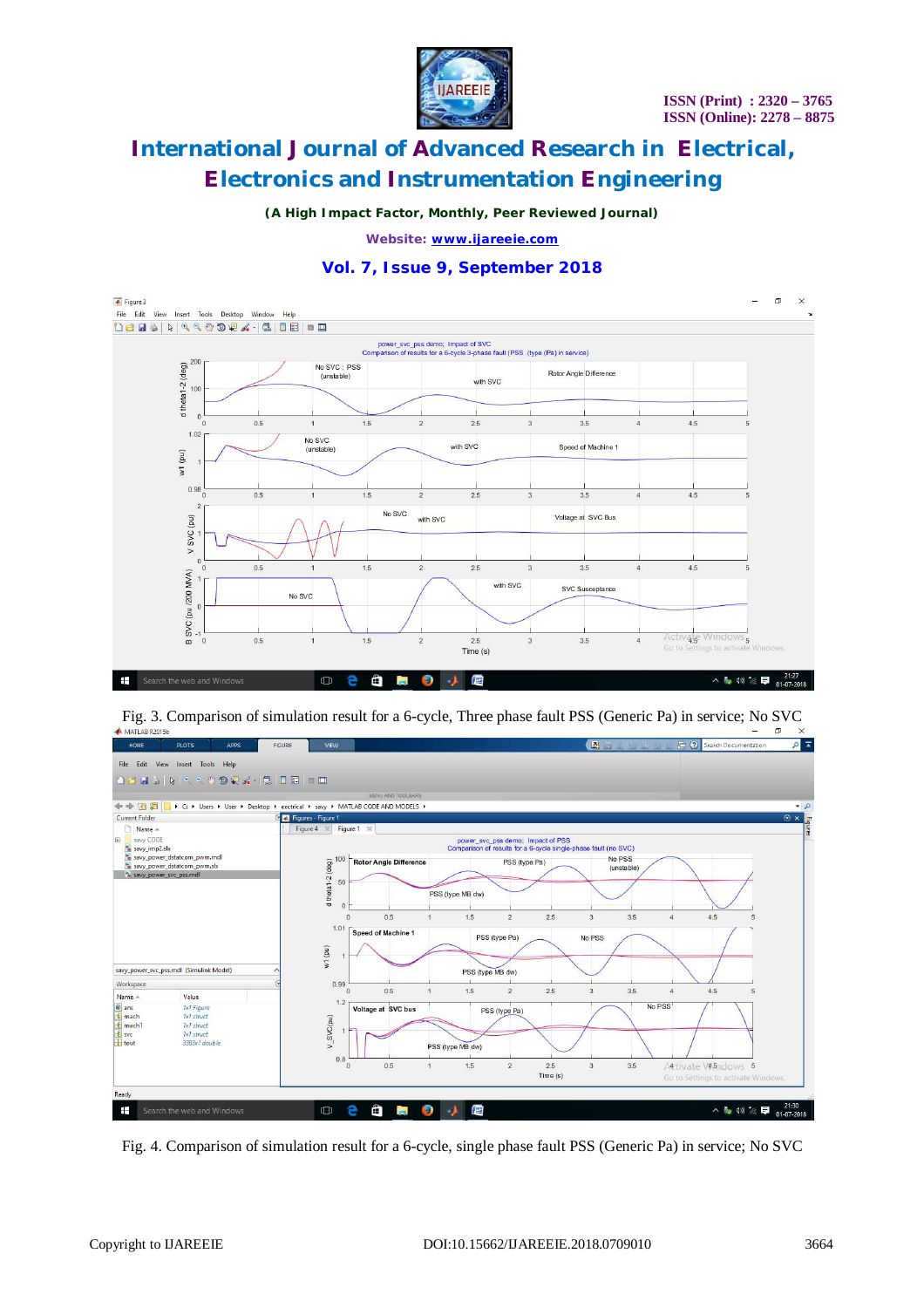Fig. 3. Comparison of simulation result for a 6-cycle, Three phase fault PSS (Generic Pa) in service; No SVC

Fig. 4. Comparison of simulation result for a 6-cycle, single phase fault PSS (Generic Pa) in service; No SVC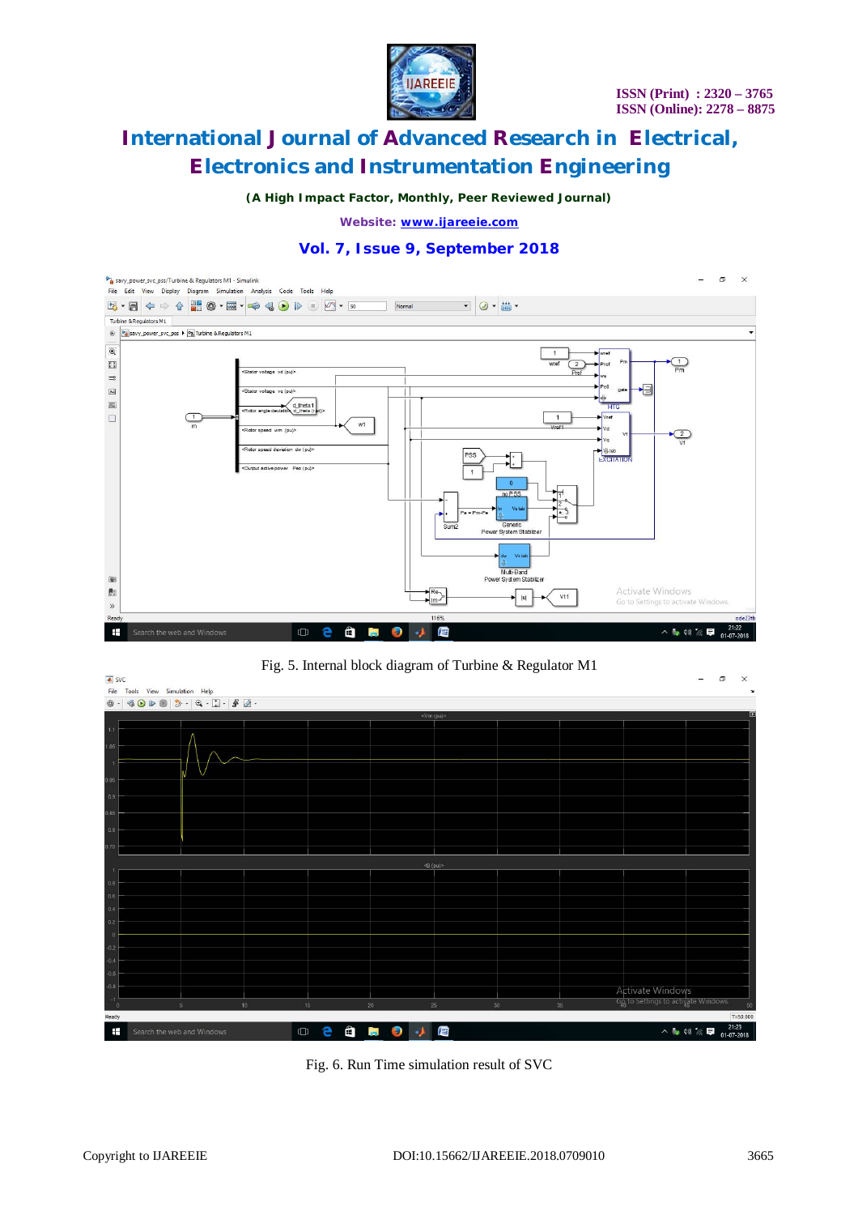Fig. 5. Internal block diagram of Turbine & Regulator M1

Fig. 6. Run Time simulation result of SVC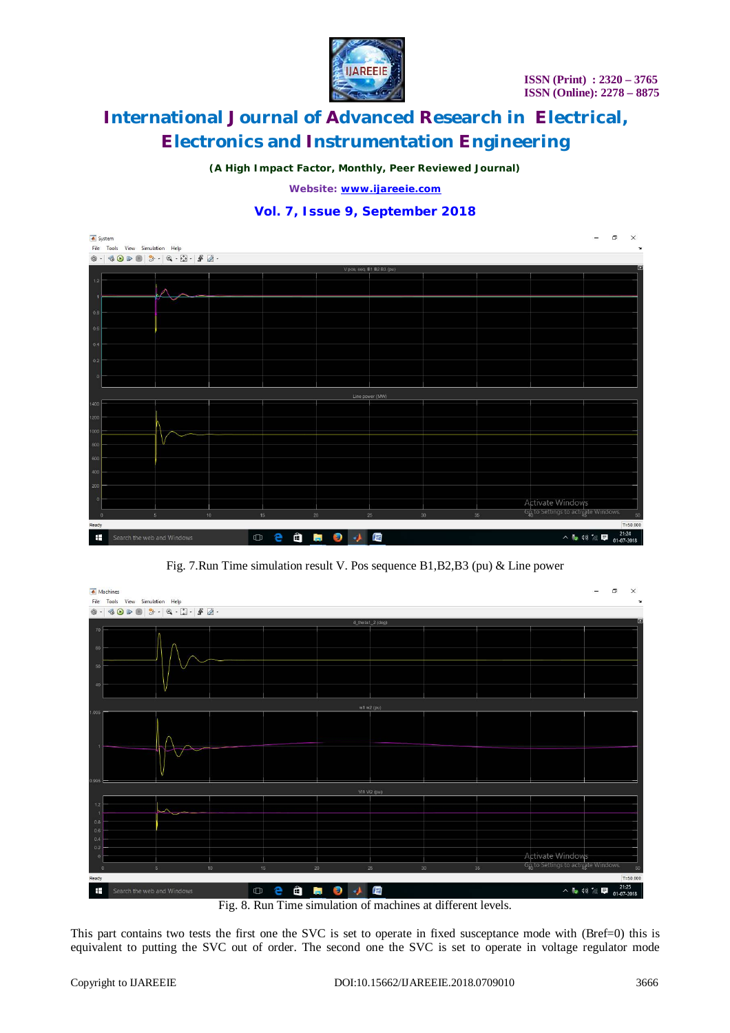Fig. 7.Run Time simulation result V. Pos sequence B1,B2,B3 (pu) & Line power

Fig. 8. Run Time simulation of machines at different levels.

This part contains two tests the first one the SVC is set to operate in fixed susceptance mode with (Bref=0) this is equivalent to putting the SVC out of order. The second one the SVC is set to operate in voltage regulator mode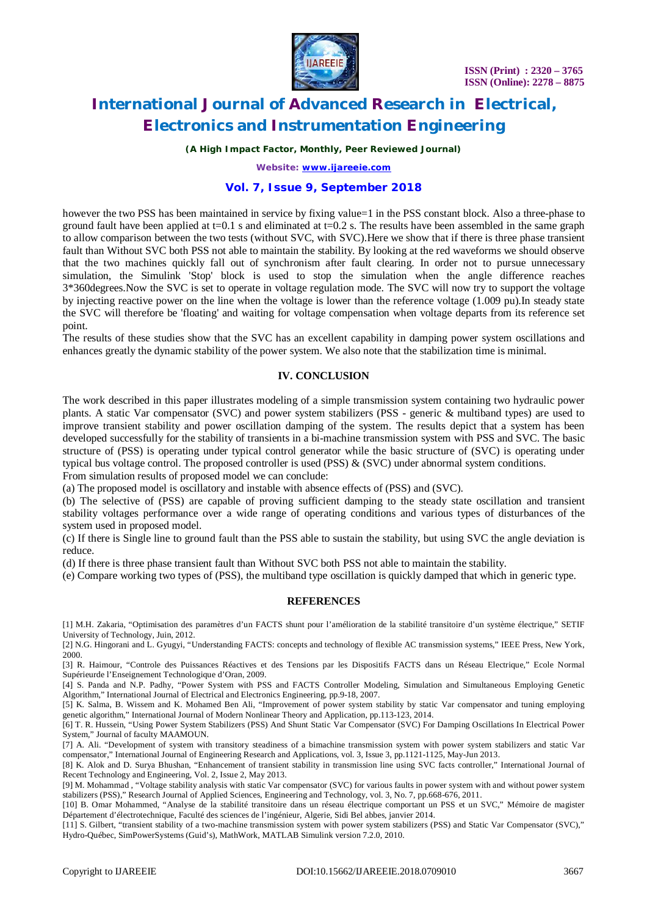however the two PSS has been maintained in service by fixing value=1 in the PSS constant block. Also a three-phase to ground fault have been applied at t=0.1 s and eliminated at t=0.2 s. The results have been assembled in the same graph to allow comparison between the two tests (without SVC, with SVC).Here we show that if there is three phase transient fault than Without SVC both PSS not able to maintain the stability. By looking at the red waveforms we should observe that the two machines quickly fall out of synchronism after fault clearing. In order not to pursue unnecessary simulation, the Simulink 'Stop' block is used to stop the simulation when the angle difference reaches 3*360degrees.Now the SVC is set to operate in voltage regulation mode. The SVC will now try to support the voltage by injecting reactive power on the line when the voltage is lower than the reference voltage (1.009 pu).In steady state the SVC will therefore be 'floating' and waiting for voltage compensation when voltage departs from its reference set point.

The results of these studies show that the SVC has an excellent capability in damping power system oscillations and enhances greatly the dynamic stability of the power system. We also note that the stabilization time is minimal.

## IV. CONCLUSION

The work described in this paper illustrates modeling of a simple transmission system containing two hydraulic power plants. A static Var compensator (SVC) and power system stabilizers (PSS - generic & multiband types) are used to improve transient stability and power oscillation damping of the system. The results depict that a system has been developed successfully for the stability of transients in a bi-machine transmission system with PSS and SVC. The basic structure of (PSS) is operating under typical control generator while the basic structure of (SVC) is operating under typical bus voltage control. The proposed controller is used (PSS) & (SVC) under abnormal system conditions.

From simulation results of proposed model we can conclude:

(a) The proposed model is oscillatory and instable with absence effects of (PSS) and (SVC).

(b) The selective of (PSS) are capable of proving sufficient damping to the steady state oscillation and transient stability voltages performance over a wide range of operating conditions and various types of disturbances of the system used in proposed model.

(c) If there is Single line to ground fault than the PSS able to sustain the stability, but using SVC the angle deviation is reduce.

(d) If there is three phase transient fault than Without SVC both PSS not able to maintain the stability.

(e) Compare working two types of (PSS), the multiband type oscillation is quickly damped that which in generic type.

## REFERENCES

[1] M.H. Zakaria, "Optimisation des paramètres d'un FACTS shunt pour l'amélioration de la stabilité transitoire d'un système électrique," SETIF University of Technology, Juin, 2012.

[2] N.G. Hingorani and L. Gyugyi, "Understanding FACTS: concepts and technology of flexible AC transmission systems," IEEE Press, New York, 2000.

[3] R. Haimour, "Controle des Puissances Réactives et des Tensions par les Dispositifs FACTS dans un Réseau Electrique," Ecole Normal Supérieurde l'Enseignement Technologique d'Oran, 2009.

[4] S. Panda and N.P. Padhy, "Power System with PSS and FACTS Controller Modeling, Simulation and Simultaneous Employing Genetic Algorithm," International Journal of Electrical and Electronics Engineering, pp.9-18, 2007.

[5] K. Salma, B. Wissem and K. Mohamed Ben Ali, "Improvement of power system stability by static Var compensator and tuning employing genetic algorithm," International Journal of Modern Nonlinear Theory and Application, pp.113-123, 2014.

[6] T. R. Hussein, "Using Power System Stabilizers (PSS) And Shunt Static Var Compensator (SVC) For Damping Oscillations In Electrical Power System," Journal of faculty MAAMOUN.

[7] A. Ali. "Development of system with transitory steadiness of a bimachine transmission system with power system stabilizers and static Var compensator," International Journal of Engineering Research and Applications, vol. 3, Issue 3, pp.1121-1125, May-Jun 2013.

[8] K. Alok and D. Surya Bhushan, "Enhancement of transient stability in transmission line using SVC facts controller," International Journal of Recent Technology and Engineering, Vol. 2, Issue 2, May 2013.

[9] M. Mohammad , "Voltage stability analysis with static Var compensator (SVC) for various faults in power system with and without power system stabilizers (PSS)," Research Journal of Applied Sciences, Engineering and Technology, vol. 3, No. 7, pp.668-676, 2011.

[10] B. Omar Mohammed, "Analyse de la stabilité transitoire dans un réseau électrique comportant un PSS et un SVC," Mémoire de magister Département d'électrotechnique, Faculté des sciences de l'ingénieur, Algerie, Sidi Bel abbes, janvier 2014.

[11] S. Gilbert, "transient stability of a two-machine transmission system with power system stabilizers (PSS) and Static Var Compensator (SVC)," Hydro-Québec, SimPowerSystems (Guid's), MathWork, MATLAB Simulink version 7.2.0, 2010.